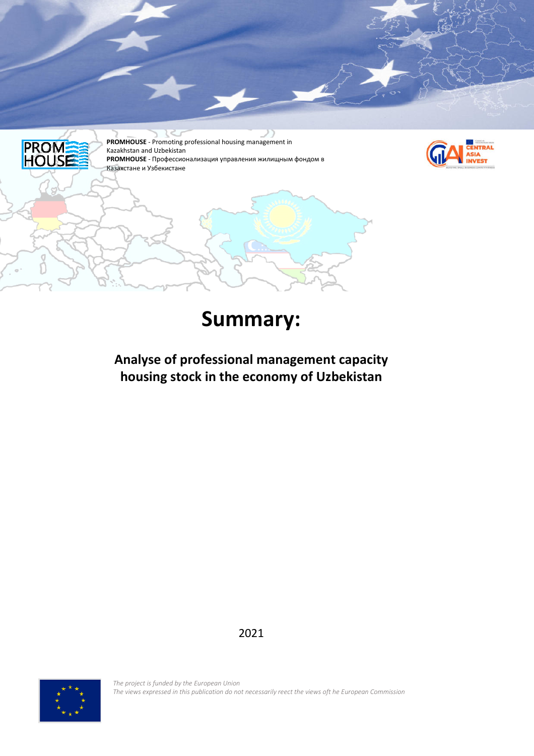**PROMHOUSE** - Promoting professional housing management in Kazakhstan and Uzbekistan
**PROMHOUSE** - Профессионализация управления жилищным фондом в Казахстане и Узбекистане

# Summary:

## Analyse of professional management capacity housing stock in the economy of Uzbekistan

2021

*The project is funded by the European Union*
*The views expressed in this publication do not necessarily reect the views oft he European Commission*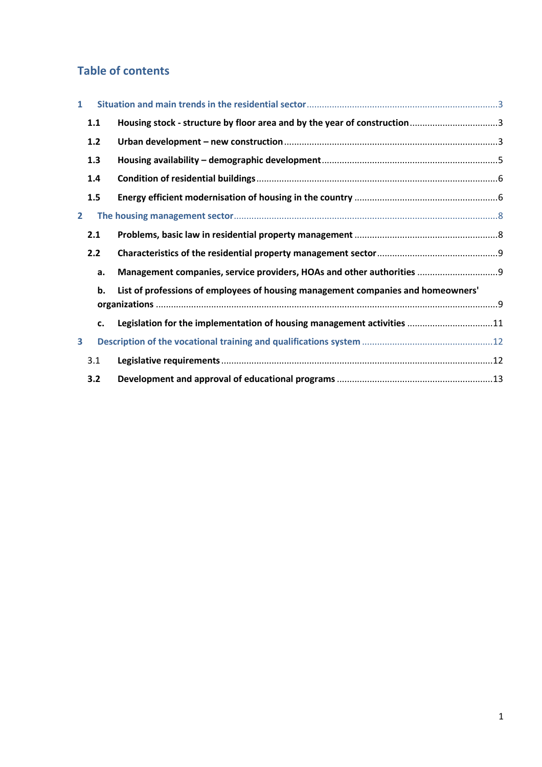## Table of contents

- 1 Situation and main trends in the residential sector ... 3
  - 1.1 **Housing stock - structure by floor area and by the year of construction** ... 3
  - 1.2 **Urban development – new construction** ... 3
  - 1.3 **Housing availability – demographic development** ... 5
  - 1.4 **Condition of residential buildings** ... 6
  - 1.5 **Energy efficient modernisation of housing in the country** ... 6
- 2 The housing management sector ... 8
  - 2.1 **Problems, basic law in residential property management** ... 8
  - 2.2 **Characteristics of the residential property management sector** ... 9
    - a. **Management companies, service providers, HOAs and other authorities** ... 9
    - b. **List of professions of employees of housing management companies and homeowners' organizations** ... 9
    - c. **Legislation for the implementation of housing management activities** ... 11
- 3 Description of the vocational training and qualifications system ... 12
  - 3.1 **Legislative requirements** ... 12
  - 3.2 **Development and approval of educational programs** ... 13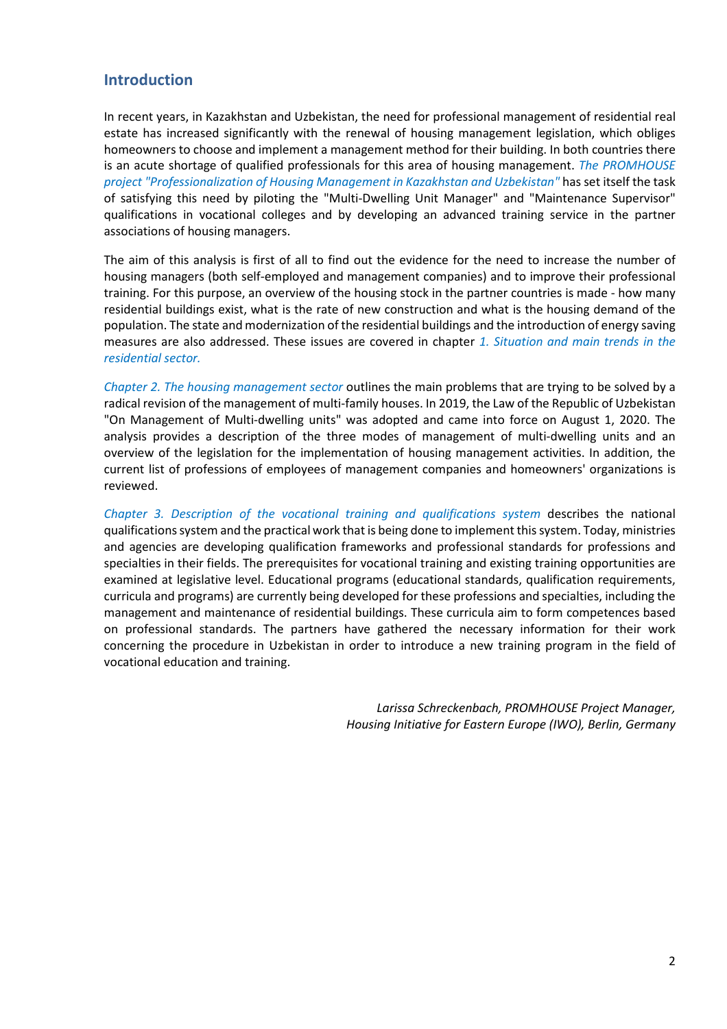## Introduction

In recent years, in Kazakhstan and Uzbekistan, the need for professional management of residential real estate has increased significantly with the renewal of housing management legislation, which obliges homeowners to choose and implement a management method for their building. In both countries there is an acute shortage of qualified professionals for this area of housing management. *The PROMHOUSE project "Professionalization of Housing Management in Kazakhstan and Uzbekistan"* has set itself the task of satisfying this need by piloting the "Multi-Dwelling Unit Manager" and "Maintenance Supervisor" qualifications in vocational colleges and by developing an advanced training service in the partner associations of housing managers.

The aim of this analysis is first of all to find out the evidence for the need to increase the number of housing managers (both self-employed and management companies) and to improve their professional training. For this purpose, an overview of the housing stock in the partner countries is made - how many residential buildings exist, what is the rate of new construction and what is the housing demand of the population. The state and modernization of the residential buildings and the introduction of energy saving measures are also addressed. These issues are covered in chapter *1. Situation and main trends in the residential sector.*

*Chapter 2. The housing management sector* outlines the main problems that are trying to be solved by a radical revision of the management of multi-family houses. In 2019, the Law of the Republic of Uzbekistan "On Management of Multi-dwelling units" was adopted and came into force on August 1, 2020. The analysis provides a description of the three modes of management of multi-dwelling units and an overview of the legislation for the implementation of housing management activities. In addition, the current list of professions of employees of management companies and homeowners' organizations is reviewed.

*Chapter 3. Description of the vocational training and qualifications system* describes the national qualifications system and the practical work that is being done to implement this system. Today, ministries and agencies are developing qualification frameworks and professional standards for professions and specialties in their fields. The prerequisites for vocational training and existing training opportunities are examined at legislative level. Educational programs (educational standards, qualification requirements, curricula and programs) are currently being developed for these professions and specialties, including the management and maintenance of residential buildings. These curricula aim to form competences based on professional standards. The partners have gathered the necessary information for their work concerning the procedure in Uzbekistan in order to introduce a new training program in the field of vocational education and training.

*Larissa Schreckenbach, PROMHOUSE Project Manager,*
*Housing Initiative for Eastern Europe (IWO), Berlin, Germany*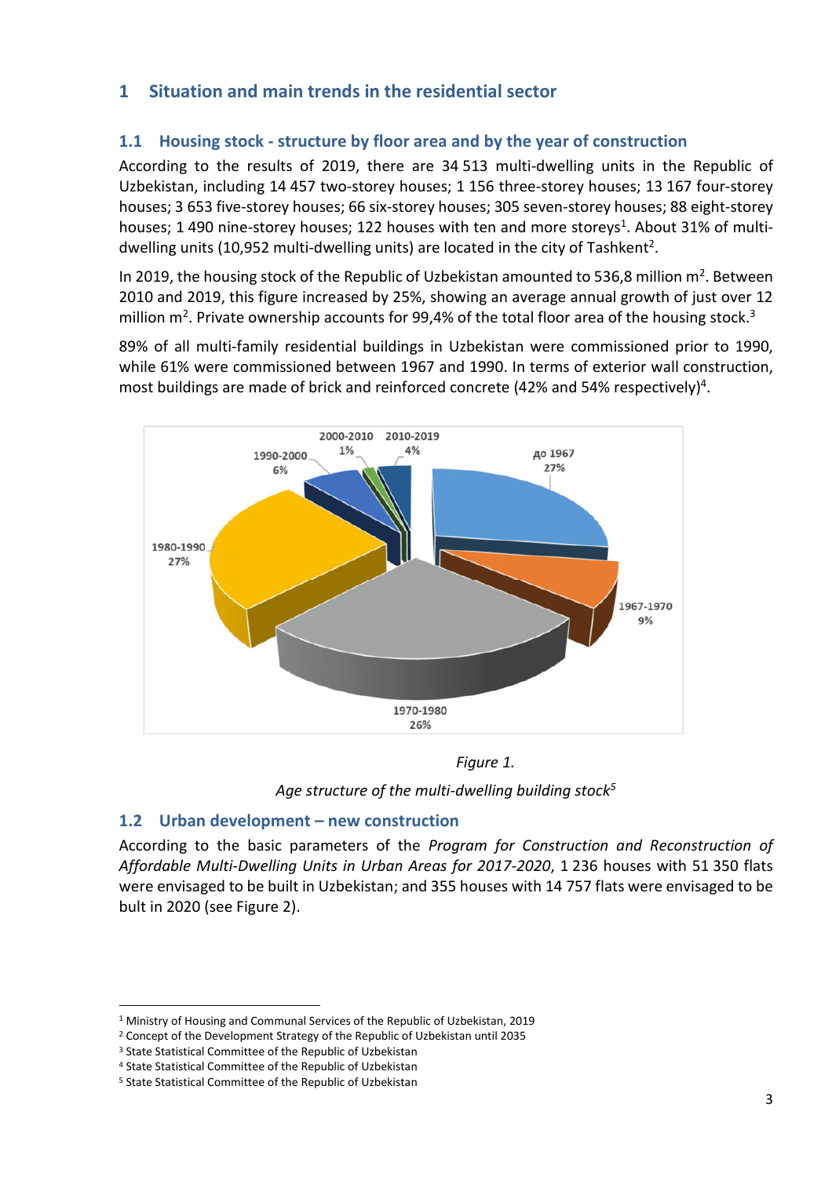# 1 Situation and main trends in the residential sector

## 1.1 Housing stock - structure by floor area and by the year of construction

According to the results of 2019, there are 34 513 multi-dwelling units in the Republic of Uzbekistan, including 14 457 two-storey houses; 1 156 three-storey houses; 13 167 four-storey houses; 3 653 five-storey houses; 66 six-storey houses; 305 seven-storey houses; 88 eight-storey houses; 1 490 nine-storey houses; 122 houses with ten and more storeys[1]. About 31% of multi-dwelling units (10,952 multi-dwelling units) are located in the city of Tashkent[2].

In 2019, the housing stock of the Republic of Uzbekistan amounted to 536,8 million $m^2$. Between 2010 and 2019, this figure increased by 25%, showing an average annual growth of just over 12 million $m^2$. Private ownership accounts for 99,4% of the total floor area of the housing stock.[3]

89% of all multi-family residential buildings in Uzbekistan were commissioned prior to 1990, while 61% were commissioned between 1967 and 1990. In terms of exterior wall construction, most buildings are made of brick and reinforced concrete (42% and 54% respectively)[4].

*Figure 1.*

*Age structure of the multi-dwelling building stock*[5]

## 1.2 Urban development – new construction

According to the basic parameters of the *Program for Construction and Reconstruction of Affordable Multi-Dwelling Units in Urban Areas for 2017-2020*, 1 236 houses with 51 350 flats were envisaged to be built in Uzbekistan; and 355 houses with 14 757 flats were envisaged to be bult in 2020 (see Figure 2).

---

[1] Ministry of Housing and Communal Services of the Republic of Uzbekistan, 2019
[2] Concept of the Development Strategy of the Republic of Uzbekistan until 2035
[3] State Statistical Committee of the Republic of Uzbekistan
[4] State Statistical Committee of the Republic of Uzbekistan
[5] State Statistical Committee of the Republic of Uzbekistan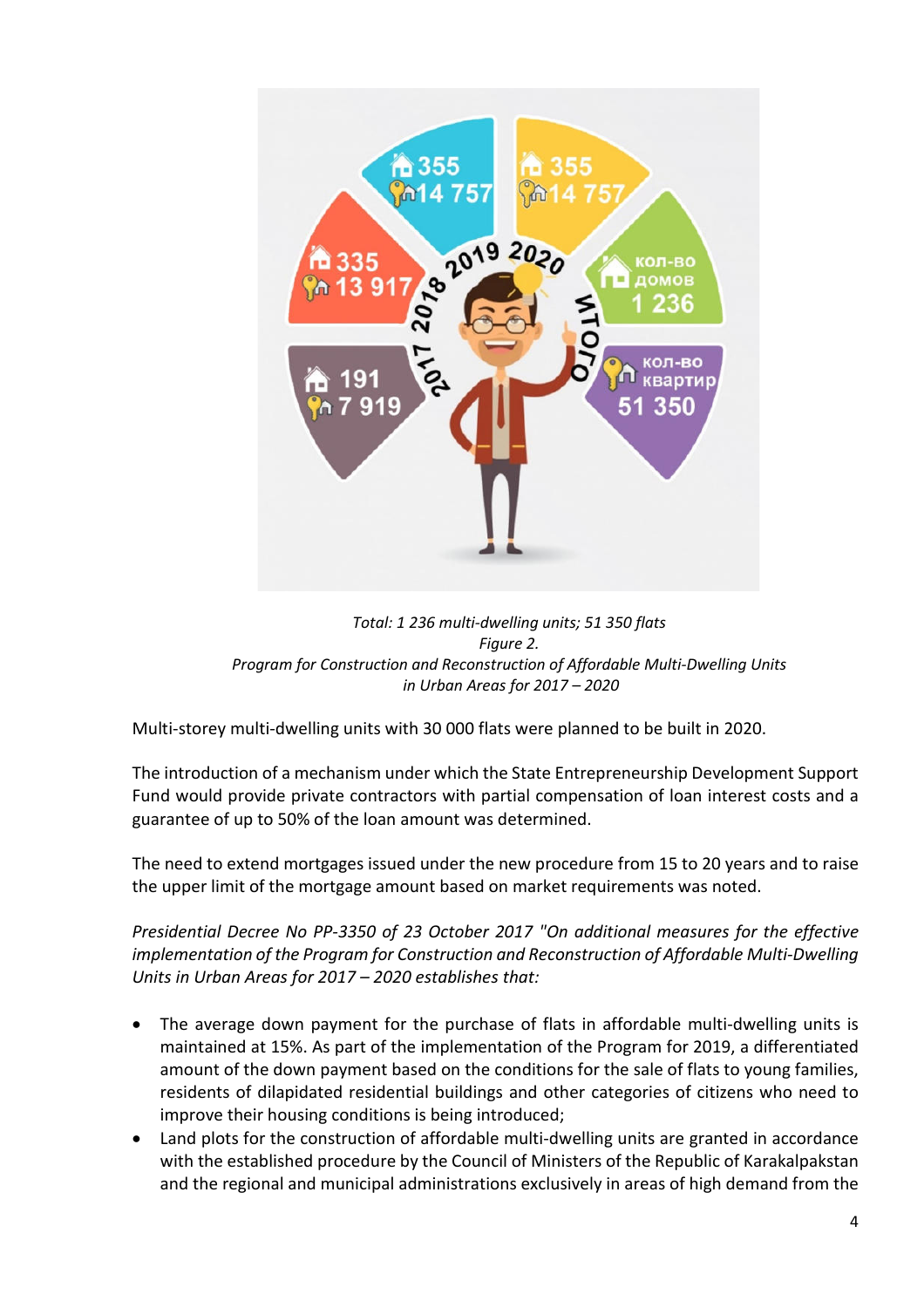*Total: 1 236 multi-dwelling units; 51 350 flats*
*Figure 2.*
*Program for Construction and Reconstruction of Affordable Multi-Dwelling Units in Urban Areas for 2017 – 2020*

Multi-storey multi-dwelling units with 30 000 flats were planned to be built in 2020.

The introduction of a mechanism under which the State Entrepreneurship Development Support Fund would provide private contractors with partial compensation of loan interest costs and a guarantee of up to 50% of the loan amount was determined.

The need to extend mortgages issued under the new procedure from 15 to 20 years and to raise the upper limit of the mortgage amount based on market requirements was noted.

*Presidential Decree No PP-3350 of 23 October 2017 "On additional measures for the effective implementation of the Program for Construction and Reconstruction of Affordable Multi-Dwelling Units in Urban Areas for 2017 – 2020 establishes that:*

- The average down payment for the purchase of flats in affordable multi-dwelling units is maintained at 15%. As part of the implementation of the Program for 2019, a differentiated amount of the down payment based on the conditions for the sale of flats to young families, residents of dilapidated residential buildings and other categories of citizens who need to improve their housing conditions is being introduced;
- Land plots for the construction of affordable multi-dwelling units are granted in accordance with the established procedure by the Council of Ministers of the Republic of Karakalpakstan and the regional and municipal administrations exclusively in areas of high demand from the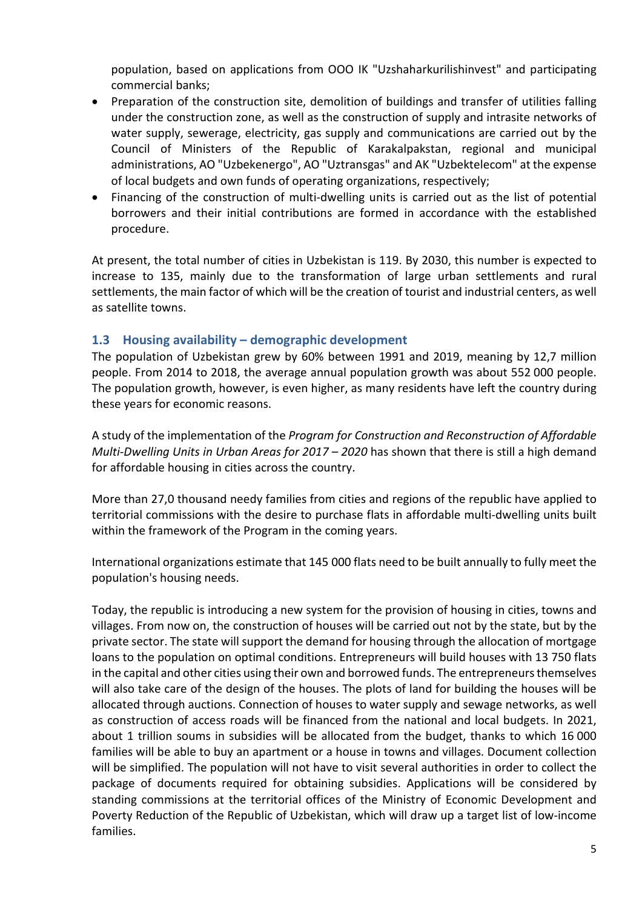population, based on applications from OOO IK "Uzshaharkurilishinvest" and participating commercial banks;

- Preparation of the construction site, demolition of buildings and transfer of utilities falling under the construction zone, as well as the construction of supply and intrasite networks of water supply, sewerage, electricity, gas supply and communications are carried out by the Council of Ministers of the Republic of Karakalpakstan, regional and municipal administrations, AO "Uzbekenergo", AO "Uztransgas" and AK "Uzbektelecom" at the expense of local budgets and own funds of operating organizations, respectively;
- Financing of the construction of multi-dwelling units is carried out as the list of potential borrowers and their initial contributions are formed in accordance with the established procedure.

At present, the total number of cities in Uzbekistan is 119. By 2030, this number is expected to increase to 135, mainly due to the transformation of large urban settlements and rural settlements, the main factor of which will be the creation of tourist and industrial centers, as well as satellite towns.

## 1.3 Housing availability – demographic development

The population of Uzbekistan grew by 60% between 1991 and 2019, meaning by 12,7 million people. From 2014 to 2018, the average annual population growth was about 552 000 people. The population growth, however, is even higher, as many residents have left the country during these years for economic reasons.

A study of the implementation of the *Program for Construction and Reconstruction of Affordable Multi-Dwelling Units in Urban Areas for 2017 – 2020* has shown that there is still a high demand for affordable housing in cities across the country.

More than 27,0 thousand needy families from cities and regions of the republic have applied to territorial commissions with the desire to purchase flats in affordable multi-dwelling units built within the framework of the Program in the coming years.

International organizations estimate that 145 000 flats need to be built annually to fully meet the population's housing needs.

Today, the republic is introducing a new system for the provision of housing in cities, towns and villages. From now on, the construction of houses will be carried out not by the state, but by the private sector. The state will support the demand for housing through the allocation of mortgage loans to the population on optimal conditions. Entrepreneurs will build houses with 13 750 flats in the capital and other cities using their own and borrowed funds. The entrepreneurs themselves will also take care of the design of the houses. The plots of land for building the houses will be allocated through auctions. Connection of houses to water supply and sewage networks, as well as construction of access roads will be financed from the national and local budgets. In 2021, about 1 trillion soums in subsidies will be allocated from the budget, thanks to which 16 000 families will be able to buy an apartment or a house in towns and villages. Document collection will be simplified. The population will not have to visit several authorities in order to collect the package of documents required for obtaining subsidies. Applications will be considered by standing commissions at the territorial offices of the Ministry of Economic Development and Poverty Reduction of the Republic of Uzbekistan, which will draw up a target list of low-income families.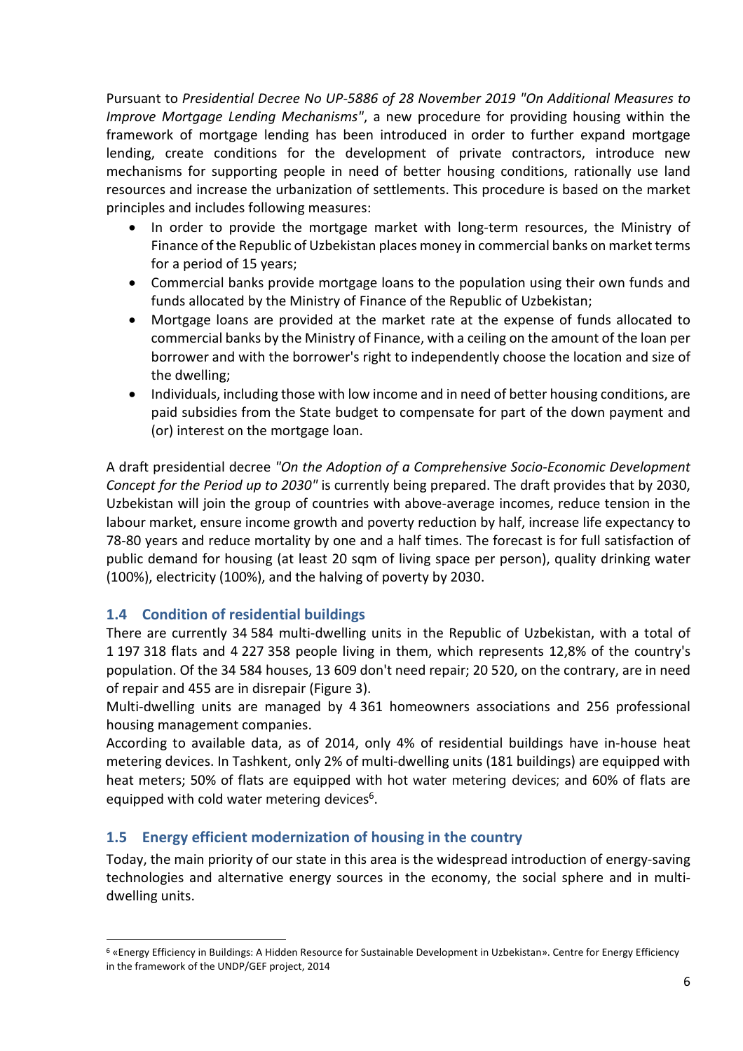Pursuant to *Presidential Decree No UP-5886 of 28 November 2019 "On Additional Measures to Improve Mortgage Lending Mechanisms"*, a new procedure for providing housing within the framework of mortgage lending has been introduced in order to further expand mortgage lending, create conditions for the development of private contractors, introduce new mechanisms for supporting people in need of better housing conditions, rationally use land resources and increase the urbanization of settlements. This procedure is based on the market principles and includes following measures:

- In order to provide the mortgage market with long-term resources, the Ministry of Finance of the Republic of Uzbekistan places money in commercial banks on market terms for a period of 15 years;
- Commercial banks provide mortgage loans to the population using their own funds and funds allocated by the Ministry of Finance of the Republic of Uzbekistan;
- Mortgage loans are provided at the market rate at the expense of funds allocated to commercial banks by the Ministry of Finance, with a ceiling on the amount of the loan per borrower and with the borrower's right to independently choose the location and size of the dwelling;
- Individuals, including those with low income and in need of better housing conditions, are paid subsidies from the State budget to compensate for part of the down payment and (or) interest on the mortgage loan.

A draft presidential decree *"On the Adoption of a Comprehensive Socio-Economic Development Concept for the Period up to 2030"* is currently being prepared. The draft provides that by 2030, Uzbekistan will join the group of countries with above-average incomes, reduce tension in the labour market, ensure income growth and poverty reduction by half, increase life expectancy to 78-80 years and reduce mortality by one and a half times. The forecast is for full satisfaction of public demand for housing (at least 20 sqm of living space per person), quality drinking water (100%), electricity (100%), and the halving of poverty by 2030.

## 1.4 Condition of residential buildings

There are currently 34 584 multi-dwelling units in the Republic of Uzbekistan, with a total of 1 197 318 flats and 4 227 358 people living in them, which represents 12,8% of the country's population. Of the 34 584 houses, 13 609 don't need repair; 20 520, on the contrary, are in need of repair and 455 are in disrepair (Figure 3).

Multi-dwelling units are managed by 4 361 homeowners associations and 256 professional housing management companies.

According to available data, as of 2014, only 4% of residential buildings have in-house heat metering devices. In Tashkent, only 2% of multi-dwelling units (181 buildings) are equipped with heat meters; 50% of flats are equipped with hot water metering devices; and 60% of flats are equipped with cold water metering devices[6].

## 1.5 Energy efficient modernization of housing in the country

Today, the main priority of our state in this area is the widespread introduction of energy-saving technologies and alternative energy sources in the economy, the social sphere and in multi-dwelling units.

---

[6] «Energy Efficiency in Buildings: A Hidden Resource for Sustainable Development in Uzbekistan». Centre for Energy Efficiency in the framework of the UNDP/GEF project, 2014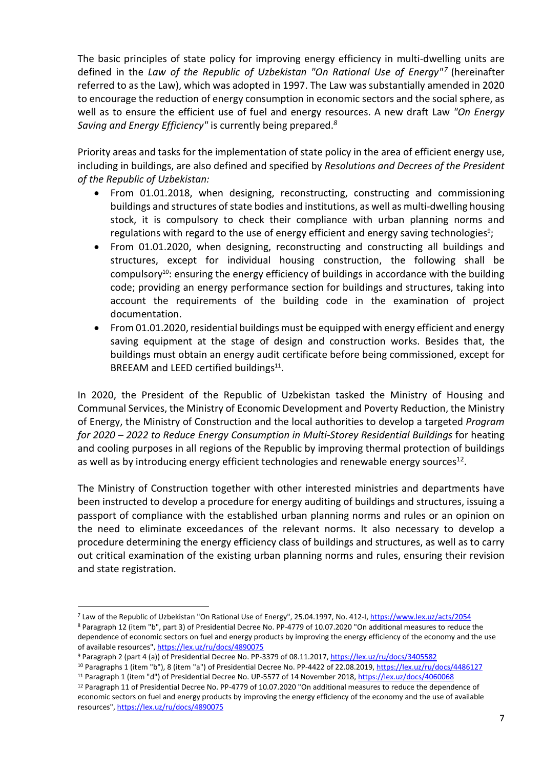The basic principles of state policy for improving energy efficiency in multi-dwelling units are defined in the *Law of the Republic of Uzbekistan "On Rational Use of Energy"*[7] (hereinafter referred to as the Law), which was adopted in 1997. The Law was substantially amended in 2020 to encourage the reduction of energy consumption in economic sectors and the social sphere, as well as to ensure the efficient use of fuel and energy resources. A new draft Law *"On Energy Saving and Energy Efficiency"* is currently being prepared.[8]

Priority areas and tasks for the implementation of state policy in the area of efficient energy use, including in buildings, are also defined and specified by *Resolutions and Decrees of the President of the Republic of Uzbekistan:*

- From 01.01.2018, when designing, reconstructing, constructing and commissioning buildings and structures of state bodies and institutions, as well as multi-dwelling housing stock, it is compulsory to check their compliance with urban planning norms and regulations with regard to the use of energy efficient and energy saving technologies[9];
- From 01.01.2020, when designing, reconstructing and constructing all buildings and structures, except for individual housing construction, the following shall be compulsory[10]: ensuring the energy efficiency of buildings in accordance with the building code; providing an energy performance section for buildings and structures, taking into account the requirements of the building code in the examination of project documentation.
- From 01.01.2020, residential buildings must be equipped with energy efficient and energy saving equipment at the stage of design and construction works. Besides that, the buildings must obtain an energy audit certificate before being commissioned, except for BREEAM and LEED certified buildings[11].

In 2020, the President of the Republic of Uzbekistan tasked the Ministry of Housing and Communal Services, the Ministry of Economic Development and Poverty Reduction, the Ministry of Energy, the Ministry of Construction and the local authorities to develop a targeted *Program for 2020 – 2022 to Reduce Energy Consumption in Multi-Storey Residential Buildings* for heating and cooling purposes in all regions of the Republic by improving thermal protection of buildings as well as by introducing energy efficient technologies and renewable energy sources[12].

The Ministry of Construction together with other interested ministries and departments have been instructed to develop a procedure for energy auditing of buildings and structures, issuing a passport of compliance with the established urban planning norms and rules or an opinion on the need to eliminate exceedances of the relevant norms. It also necessary to develop a procedure determining the energy efficiency class of buildings and structures, as well as to carry out critical examination of the existing urban planning norms and rules, ensuring their revision and state registration.

---

[7] Law of the Republic of Uzbekistan "On Rational Use of Energy", 25.04.1997, No. 412-I, https://www.lex.uz/acts/2054

[8] Paragraph 12 (item "b", part 3) of Presidential Decree No. PP-4779 of 10.07.2020 "On additional measures to reduce the dependence of economic sectors on fuel and energy products by improving the energy efficiency of the economy and the use of available resources", https://lex.uz/ru/docs/4890075

[9] Paragraph 2 (part 4 (a)) of Presidential Decree No. PP-3379 of 08.11.2017, https://lex.uz/ru/docs/3405582

[10] Paragraphs 1 (item "b"), 8 (item "a") of Presidential Decree No. PP-4422 of 22.08.2019, https://lex.uz/ru/docs/4486127

[11] Paragraph 1 (item "d") of Presidential Decree No. UP-5577 of 14 November 2018, https://lex.uz/docs/4060068

[12] Paragraph 11 of Presidential Decree No. PP-4779 of 10.07.2020 "On additional measures to reduce the dependence of economic sectors on fuel and energy products by improving the energy efficiency of the economy and the use of available resources", https://lex.uz/docs/4890075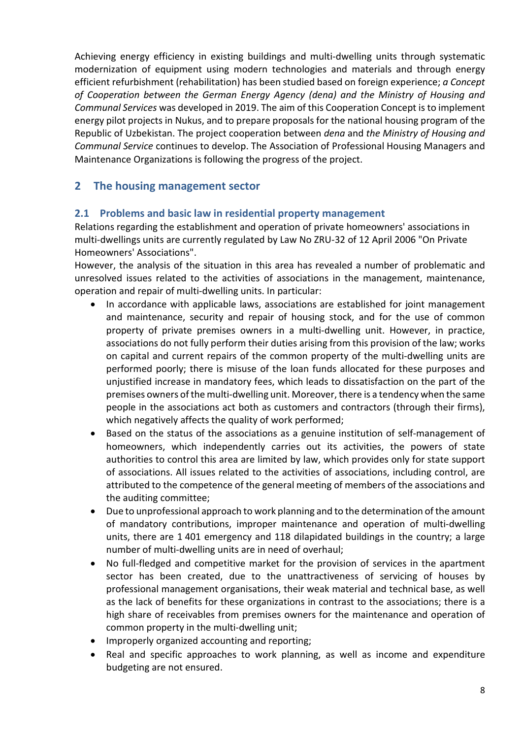Achieving energy efficiency in existing buildings and multi-dwelling units through systematic modernization of equipment using modern technologies and materials and through energy efficient refurbishment (rehabilitation) has been studied based on foreign experience; *a Concept of Cooperation between the German Energy Agency (dena) and the Ministry of Housing and Communal Services* was developed in 2019. The aim of this Cooperation Concept is to implement energy pilot projects in Nukus, and to prepare proposals for the national housing program of the Republic of Uzbekistan. The project cooperation between *dena* and *the Ministry of Housing and Communal Service* continues to develop. The Association of Professional Housing Managers and Maintenance Organizations is following the progress of the project.

## 2 The housing management sector

### 2.1 Problems and basic law in residential property management

Relations regarding the establishment and operation of private homeowners' associations in multi-dwellings units are currently regulated by Law No ZRU-32 of 12 April 2006 "On Private Homeowners' Associations".

However, the analysis of the situation in this area has revealed a number of problematic and unresolved issues related to the activities of associations in the management, maintenance, operation and repair of multi-dwelling units. In particular:

- In accordance with applicable laws, associations are established for joint management and maintenance, security and repair of housing stock, and for the use of common property of private premises owners in a multi-dwelling unit. However, in practice, associations do not fully perform their duties arising from this provision of the law; works on capital and current repairs of the common property of the multi-dwelling units are performed poorly; there is misuse of the loan funds allocated for these purposes and unjustified increase in mandatory fees, which leads to dissatisfaction on the part of the premises owners of the multi-dwelling unit. Moreover, there is a tendency when the same people in the associations act both as customers and contractors (through their firms), which negatively affects the quality of work performed;
- Based on the status of the associations as a genuine institution of self-management of homeowners, which independently carries out its activities, the powers of state authorities to control this area are limited by law, which provides only for state support of associations. All issues related to the activities of associations, including control, are attributed to the competence of the general meeting of members of the associations and the auditing committee;
- Due to unprofessional approach to work planning and to the determination of the amount of mandatory contributions, improper maintenance and operation of multi-dwelling units, there are 1 401 emergency and 118 dilapidated buildings in the country; a large number of multi-dwelling units are in need of overhaul;
- No full-fledged and competitive market for the provision of services in the apartment sector has been created, due to the unattractiveness of servicing of houses by professional management organisations, their weak material and technical base, as well as the lack of benefits for these organizations in contrast to the associations; there is a high share of receivables from premises owners for the maintenance and operation of common property in the multi-dwelling unit;
- Improperly organized accounting and reporting;
- Real and specific approaches to work planning, as well as income and expenditure budgeting are not ensured.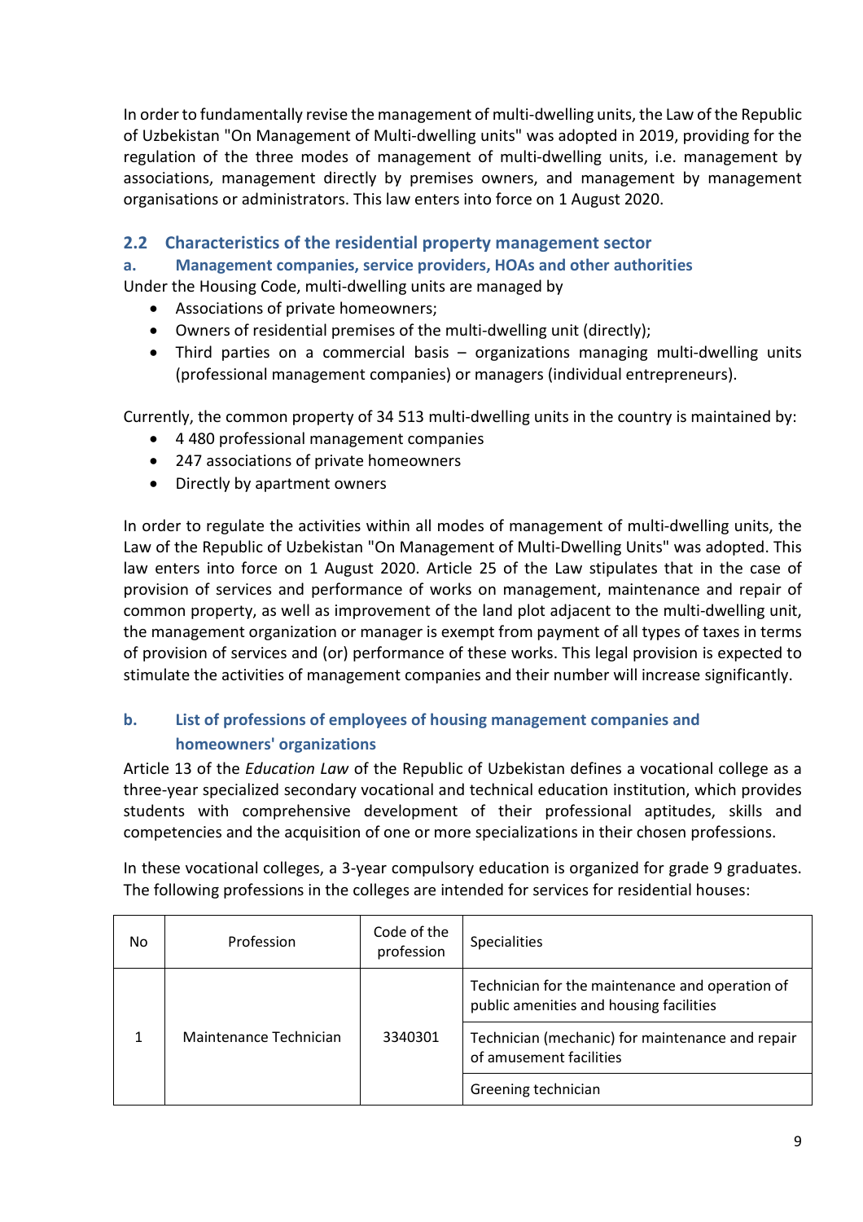In order to fundamentally revise the management of multi-dwelling units, the Law of the Republic of Uzbekistan "On Management of Multi-dwelling units" was adopted in 2019, providing for the regulation of the three modes of management of multi-dwelling units, i.e. management by associations, management directly by premises owners, and management by management organisations or administrators. This law enters into force on 1 August 2020.

## 2.2 Characteristics of the residential property management sector

### a. Management companies, service providers, HOAs and other authorities

Under the Housing Code, multi-dwelling units are managed by

- Associations of private homeowners;
- Owners of residential premises of the multi-dwelling unit (directly);
- Third parties on a commercial basis – organizations managing multi-dwelling units (professional management companies) or managers (individual entrepreneurs).

Currently, the common property of 34 513 multi-dwelling units in the country is maintained by:

- 4 480 professional management companies
- 247 associations of private homeowners
- Directly by apartment owners

In order to regulate the activities within all modes of management of multi-dwelling units, the Law of the Republic of Uzbekistan "On Management of Multi-Dwelling Units" was adopted. This law enters into force on 1 August 2020. Article 25 of the Law stipulates that in the case of provision of services and performance of works on management, maintenance and repair of common property, as well as improvement of the land plot adjacent to the multi-dwelling unit, the management organization or manager is exempt from payment of all types of taxes in terms of provision of services and (or) performance of these works. This legal provision is expected to stimulate the activities of management companies and their number will increase significantly.

### b. List of professions of employees of housing management companies and homeowners' organizations

Article 13 of the *Education Law* of the Republic of Uzbekistan defines a vocational college as a three-year specialized secondary vocational and technical education institution, which provides students with comprehensive development of their professional aptitudes, skills and competencies and the acquisition of one or more specializations in their chosen professions.

In these vocational colleges, a 3-year compulsory education is organized for grade 9 graduates. The following professions in the colleges are intended for services for residential houses:

| No | Profession | Code of the profession | Specialities |
|---|---|---|---|
| 1 | Maintenance Technician | 3340301 | Technician for the maintenance and operation of public amenities and housing facilities |
| | | | Technician (mechanic) for maintenance and repair of amusement facilities |
| | | | Greening technician |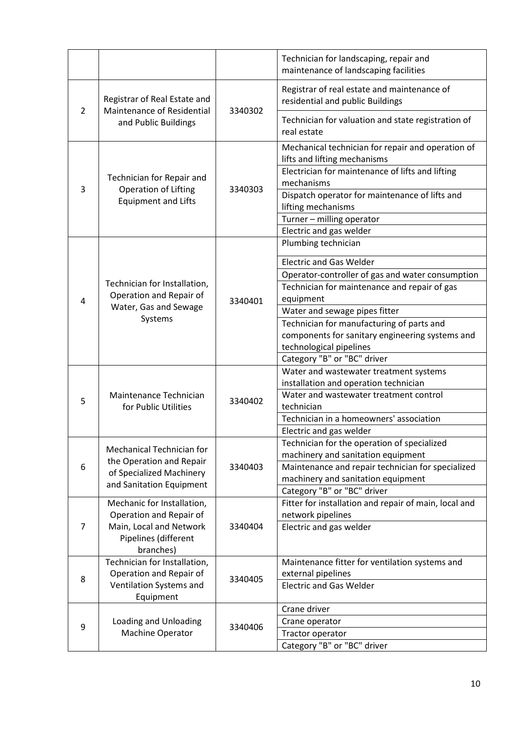| | | | |
|---|---|---|---|
| | | | Technician for landscaping, repair and maintenance of landscaping facilities |
| 2 | Registrar of Real Estate and Maintenance of Residential and Public Buildings | 3340302 | Registrar of real estate and maintenance of residential and public Buildings |
| | | | Technician for valuation and state registration of real estate |
| 3 | Technician for Repair and Operation of Lifting Equipment and Lifts | 3340303 | Mechanical technician for repair and operation of lifts and lifting mechanisms |
| | | | Electrician for maintenance of lifts and lifting mechanisms |
| | | | Dispatch operator for maintenance of lifts and lifting mechanisms |
| | | | Turner – milling operator |
| | | | Electric and gas welder |
| 4 | Technician for Installation, Operation and Repair of Water, Gas and Sewage Systems | 3340401 | Plumbing technician |
| | | | Electric and Gas Welder |
| | | | Operator-controller of gas and water consumption |
| | | | Technician for maintenance and repair of gas equipment |
| | | | Water and sewage pipes fitter |
| | | | Technician for manufacturing of parts and components for sanitary engineering systems and technological pipelines |
| | | | Category "B" or "BC" driver |
| 5 | Maintenance Technician for Public Utilities | 3340402 | Water and wastewater treatment systems installation and operation technician |
| | | | Water and wastewater treatment control technician |
| | | | Technician in a homeowners' association |
| | | | Electric and gas welder |
| 6 | Mechanical Technician for the Operation and Repair of Specialized Machinery and Sanitation Equipment | 3340403 | Technician for the operation of specialized machinery and sanitation equipment |
| | | | Maintenance and repair technician for specialized machinery and sanitation equipment |
| | | | Category "B" or "BC" driver |
| 7 | Mechanic for Installation, Operation and Repair of Main, Local and Network Pipelines (different branches) | 3340404 | Fitter for installation and repair of main, local and network pipelines |
| | | | Electric and gas welder |
| 8 | Technician for Installation, Operation and Repair of Ventilation Systems and Equipment | 3340405 | Maintenance fitter for ventilation systems and external pipelines |
| | | | Electric and Gas Welder |
| 9 | Loading and Unloading Machine Operator | 3340406 | Crane driver |
| | | | Crane operator |
| | | | Tractor operator |
| | | | Category "B" or "BC" driver |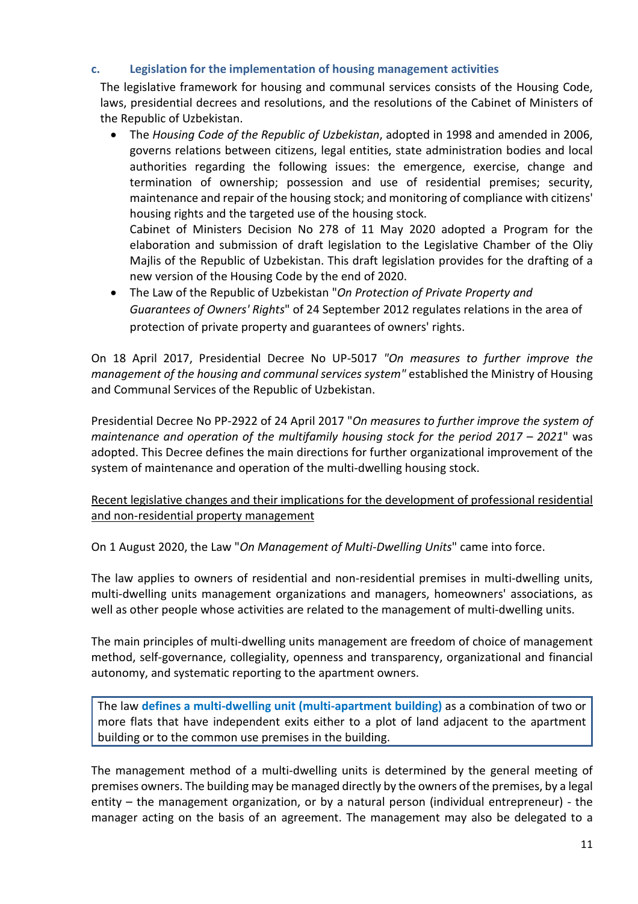### c. Legislation for the implementation of housing management activities

The legislative framework for housing and communal services consists of the Housing Code, laws, presidential decrees and resolutions, and the resolutions of the Cabinet of Ministers of the Republic of Uzbekistan.

- The *Housing Code of the Republic of Uzbekistan*, adopted in 1998 and amended in 2006, governs relations between citizens, legal entities, state administration bodies and local authorities regarding the following issues: the emergence, exercise, change and termination of ownership; possession and use of residential premises; security, maintenance and repair of the housing stock; and monitoring of compliance with citizens' housing rights and the targeted use of the housing stock.
  Cabinet of Ministers Decision No 278 of 11 May 2020 adopted a Program for the elaboration and submission of draft legislation to the Legislative Chamber of the Oliy Majlis of the Republic of Uzbekistan. This draft legislation provides for the drafting of a new version of the Housing Code by the end of 2020.
- The Law of the Republic of Uzbekistan "*On Protection of Private Property and Guarantees of Owners' Rights*" of 24 September 2012 regulates relations in the area of protection of private property and guarantees of owners' rights.

On 18 April 2017, Presidential Decree No UP-5017 *"On measures to further improve the management of the housing and communal services system"* established the Ministry of Housing and Communal Services of the Republic of Uzbekistan.

Presidential Decree No PP-2922 of 24 April 2017 "*On measures to further improve the system of maintenance and operation of the multifamily housing stock for the period 2017 – 2021*" was adopted. This Decree defines the main directions for further organizational improvement of the system of maintenance and operation of the multi-dwelling housing stock.

<u>Recent legislative changes and their implications for the development of professional residential and non-residential property management</u>

On 1 August 2020, the Law "*On Management of Multi-Dwelling Units*" came into force.

The law applies to owners of residential and non-residential premises in multi-dwelling units, multi-dwelling units management organizations and managers, homeowners' associations, as well as other people whose activities are related to the management of multi-dwelling units.

The main principles of multi-dwelling units management are freedom of choice of management method, self-governance, collegiality, openness and transparency, organizational and financial autonomy, and systematic reporting to the apartment owners.

> The law **defines a multi-dwelling unit (multi-apartment building)** as a combination of two or more flats that have independent exits either to a plot of land adjacent to the apartment building or to the common use premises in the building.

The management method of a multi-dwelling units is determined by the general meeting of premises owners. The building may be managed directly by the owners of the premises, by a legal entity – the management organization, or by a natural person (individual entrepreneur) - the manager acting on the basis of an agreement. The management may also be delegated to a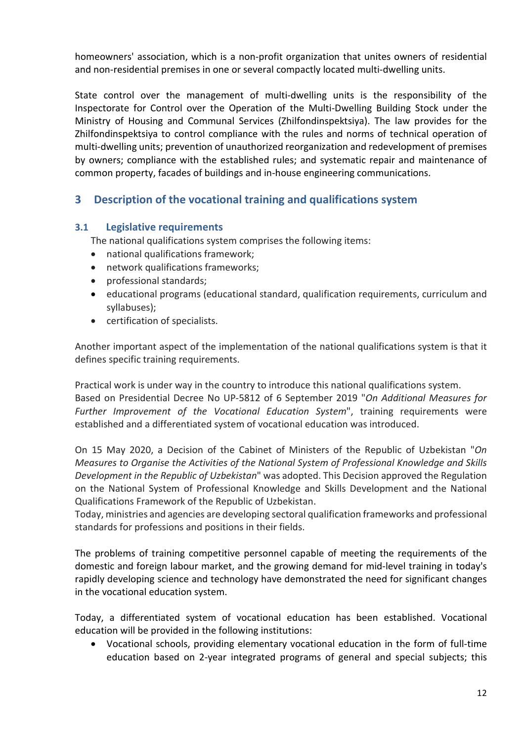homeowners' association, which is a non-profit organization that unites owners of residential and non-residential premises in one or several compactly located multi-dwelling units.

State control over the management of multi-dwelling units is the responsibility of the Inspectorate for Control over the Operation of the Multi-Dwelling Building Stock under the Ministry of Housing and Communal Services (Zhilfondinspektsiya). The law provides for the Zhilfondinspektsiya to control compliance with the rules and norms of technical operation of multi-dwelling units; prevention of unauthorized reorganization and redevelopment of premises by owners; compliance with the established rules; and systematic repair and maintenance of common property, facades of buildings and in-house engineering communications.

## 3 Description of the vocational training and qualifications system

### 3.1 Legislative requirements

The national qualifications system comprises the following items:

- national qualifications framework;
- network qualifications frameworks;
- professional standards;
- educational programs (educational standard, qualification requirements, curriculum and syllabuses);
- certification of specialists.

Another important aspect of the implementation of the national qualifications system is that it defines specific training requirements.

Practical work is under way in the country to introduce this national qualifications system.
Based on Presidential Decree No UP-5812 of 6 September 2019 "*On Additional Measures for Further Improvement of the Vocational Education System*", training requirements were established and a differentiated system of vocational education was introduced.

On 15 May 2020, a Decision of the Cabinet of Ministers of the Republic of Uzbekistan "*On Measures to Organise the Activities of the National System of Professional Knowledge and Skills Development in the Republic of Uzbekistan*" was adopted. This Decision approved the Regulation on the National System of Professional Knowledge and Skills Development and the National Qualifications Framework of the Republic of Uzbekistan.
Today, ministries and agencies are developing sectoral qualification frameworks and professional standards for professions and positions in their fields.

The problems of training competitive personnel capable of meeting the requirements of the domestic and foreign labour market, and the growing demand for mid-level training in today's rapidly developing science and technology have demonstrated the need for significant changes in the vocational education system.

Today, a differentiated system of vocational education has been established. Vocational education will be provided in the following institutions:

- Vocational schools, providing elementary vocational education in the form of full-time education based on 2-year integrated programs of general and special subjects; this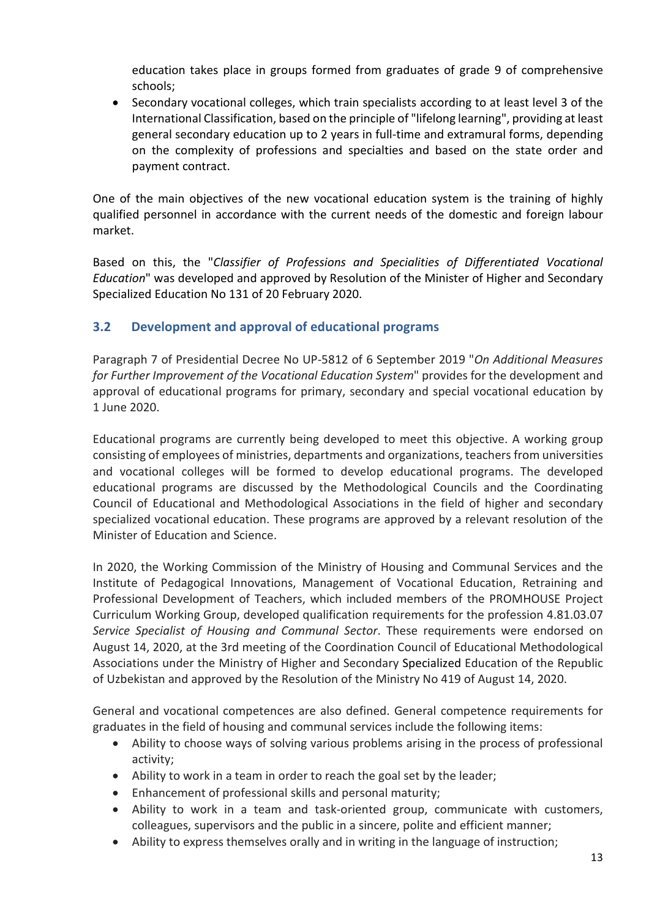education takes place in groups formed from graduates of grade 9 of comprehensive schools;

- Secondary vocational colleges, which train specialists according to at least level 3 of the International Classification, based on the principle of "lifelong learning", providing at least general secondary education up to 2 years in full-time and extramural forms, depending on the complexity of professions and specialties and based on the state order and payment contract.

One of the main objectives of the new vocational education system is the training of highly qualified personnel in accordance with the current needs of the domestic and foreign labour market.

Based on this, the "*Classifier of Professions and Specialities of Differentiated Vocational Education*" was developed and approved by Resolution of the Minister of Higher and Secondary Specialized Education No 131 of 20 February 2020.

## 3.2 Development and approval of educational programs

Paragraph 7 of Presidential Decree No UP-5812 of 6 September 2019 "*On Additional Measures for Further Improvement of the Vocational Education System*" provides for the development and approval of educational programs for primary, secondary and special vocational education by 1 June 2020.

Educational programs are currently being developed to meet this objective. A working group consisting of employees of ministries, departments and organizations, teachers from universities and vocational colleges will be formed to develop educational programs. The developed educational programs are discussed by the Methodological Councils and the Coordinating Council of Educational and Methodological Associations in the field of higher and secondary specialized vocational education. These programs are approved by a relevant resolution of the Minister of Education and Science.

In 2020, the Working Commission of the Ministry of Housing and Communal Services and the Institute of Pedagogical Innovations, Management of Vocational Education, Retraining and Professional Development of Teachers, which included members of the PROMHOUSE Project Curriculum Working Group, developed qualification requirements for the profession 4.81.03.07 *Service Specialist of Housing and Communal Sector*. These requirements were endorsed on August 14, 2020, at the 3rd meeting of the Coordination Council of Educational Methodological Associations under the Ministry of Higher and Secondary Specialized Education of the Republic of Uzbekistan and approved by the Resolution of the Ministry No 419 of August 14, 2020.

General and vocational competences are also defined. General competence requirements for graduates in the field of housing and communal services include the following items:

- Ability to choose ways of solving various problems arising in the process of professional activity;
- Ability to work in a team in order to reach the goal set by the leader;
- Enhancement of professional skills and personal maturity;
- Ability to work in a team and task-oriented group, communicate with customers, colleagues, supervisors and the public in a sincere, polite and efficient manner;
- Ability to express themselves orally and in writing in the language of instruction;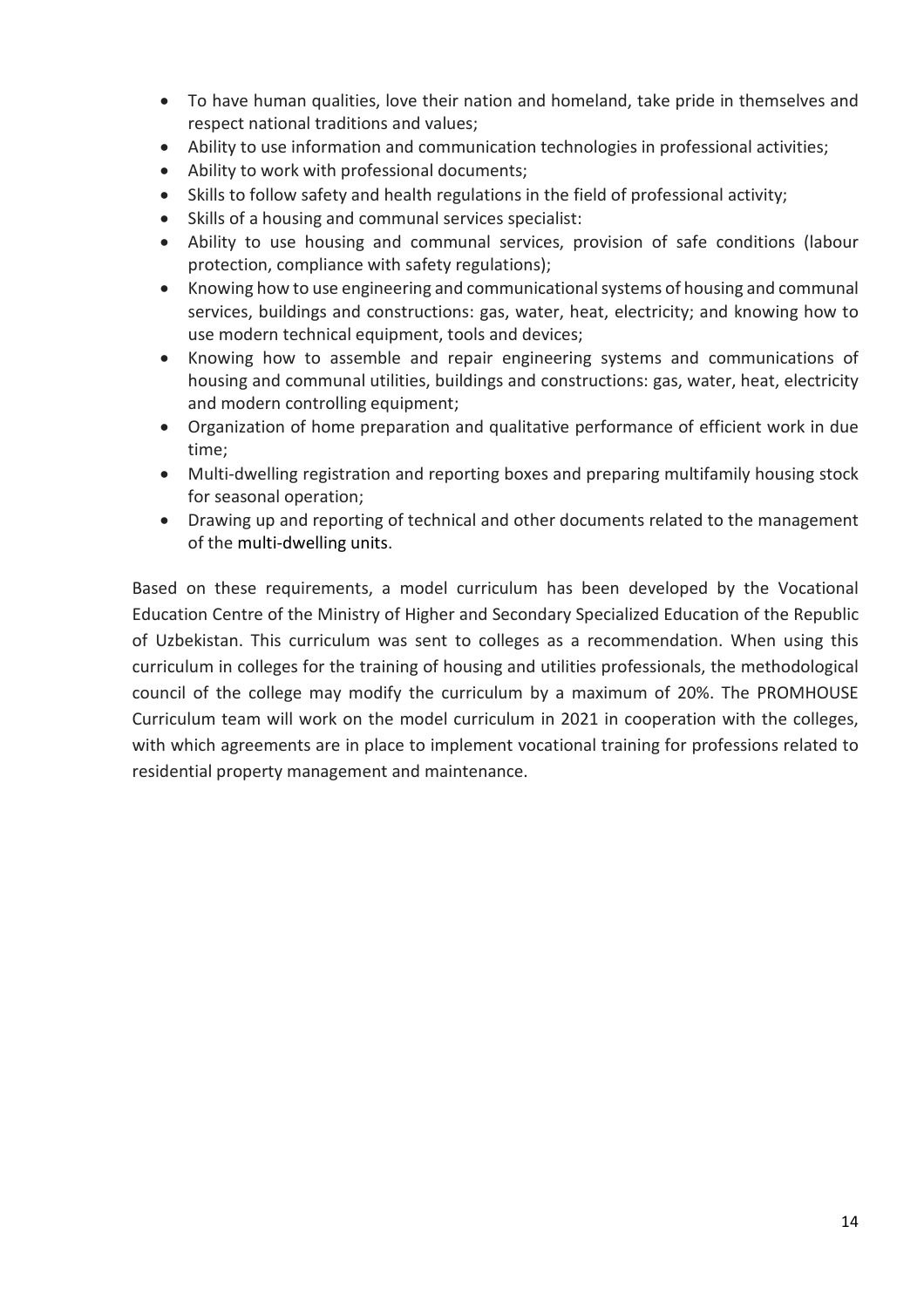- To have human qualities, love their nation and homeland, take pride in themselves and respect national traditions and values;
- Ability to use information and communication technologies in professional activities;
- Ability to work with professional documents;
- Skills to follow safety and health regulations in the field of professional activity;
- Skills of a housing and communal services specialist:
- Ability to use housing and communal services, provision of safe conditions (labour protection, compliance with safety regulations);
- Knowing how to use engineering and communicational systems of housing and communal services, buildings and constructions: gas, water, heat, electricity; and knowing how to use modern technical equipment, tools and devices;
- Knowing how to assemble and repair engineering systems and communications of housing and communal utilities, buildings and constructions: gas, water, heat, electricity and modern controlling equipment;
- Organization of home preparation and qualitative performance of efficient work in due time;
- Multi-dwelling registration and reporting boxes and preparing multifamily housing stock for seasonal operation;
- Drawing up and reporting of technical and other documents related to the management of the multi-dwelling units.

Based on these requirements, a model curriculum has been developed by the Vocational Education Centre of the Ministry of Higher and Secondary Specialized Education of the Republic of Uzbekistan. This curriculum was sent to colleges as a recommendation. When using this curriculum in colleges for the training of housing and utilities professionals, the methodological council of the college may modify the curriculum by a maximum of 20%. The PROMHOUSE Curriculum team will work on the model curriculum in 2021 in cooperation with the colleges, with which agreements are in place to implement vocational training for professions related to residential property management and maintenance.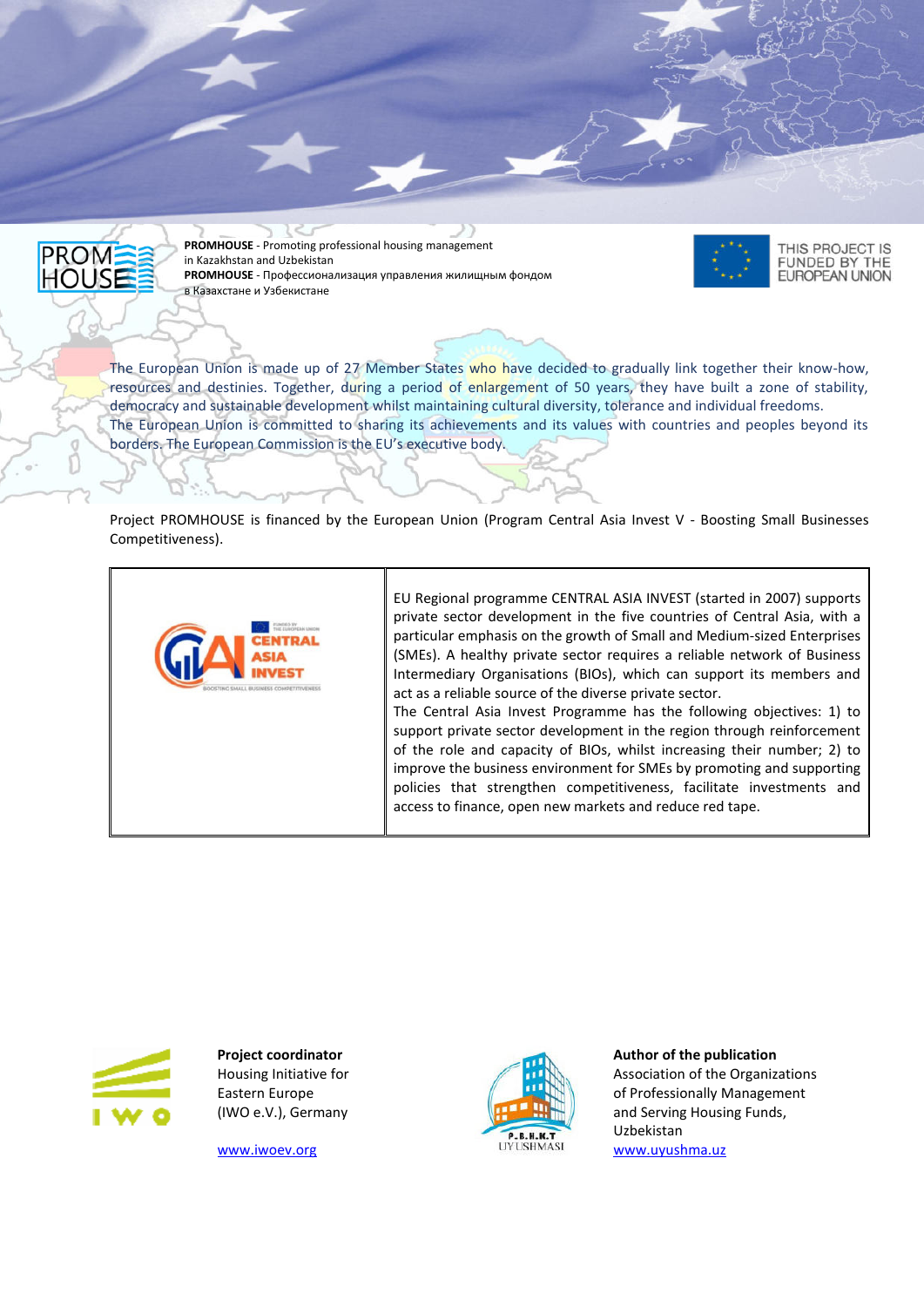**PROMHOUSE** - Promoting professional housing management in Kazakhstan and Uzbekistan
**PROMHOUSE** - Профессионализация управления жилищным фондом в Казахстане и Узбекистане

THIS PROJECT IS FUNDED BY THE EUROPEAN UNION

The European Union is made up of 27 Member States who have decided to gradually link together their know-how, resources and destinies. Together, during a period of enlargement of 50 years, they have built a zone of stability, democracy and sustainable development whilst maintaining cultural diversity, tolerance and individual freedoms.
The European Union is committed to sharing its achievements and its values with countries and peoples beyond its borders. The European Commission is the EU's executive body.

Project PROMHOUSE is financed by the European Union (Program Central Asia Invest V - Boosting Small Businesses Competitiveness).

| | |
|---|---|
| CENTRAL ASIA INVEST | EU Regional programme CENTRAL ASIA INVEST (started in 2007) supports private sector development in the five countries of Central Asia, with a particular emphasis on the growth of Small and Medium-sized Enterprises (SMEs). A healthy private sector requires a reliable network of Business Intermediary Organisations (BIOs), which can support its members and act as a reliable source of the diverse private sector. The Central Asia Invest Programme has the following objectives: 1) to support private sector development in the region through reinforcement of the role and capacity of BIOs, whilst increasing their number; 2) to improve the business environment for SMEs by promoting and supporting policies that strengthen competitiveness, facilitate investments and access to finance, open new markets and reduce red tape. |

**Project coordinator**
Housing Initiative for Eastern Europe (IWO e.V.), Germany

www.iwoev.org

**Author of the publication**
Association of the Organizations of Professionally Management and Serving Housing Funds, Uzbekistan
www.uyushma.uz